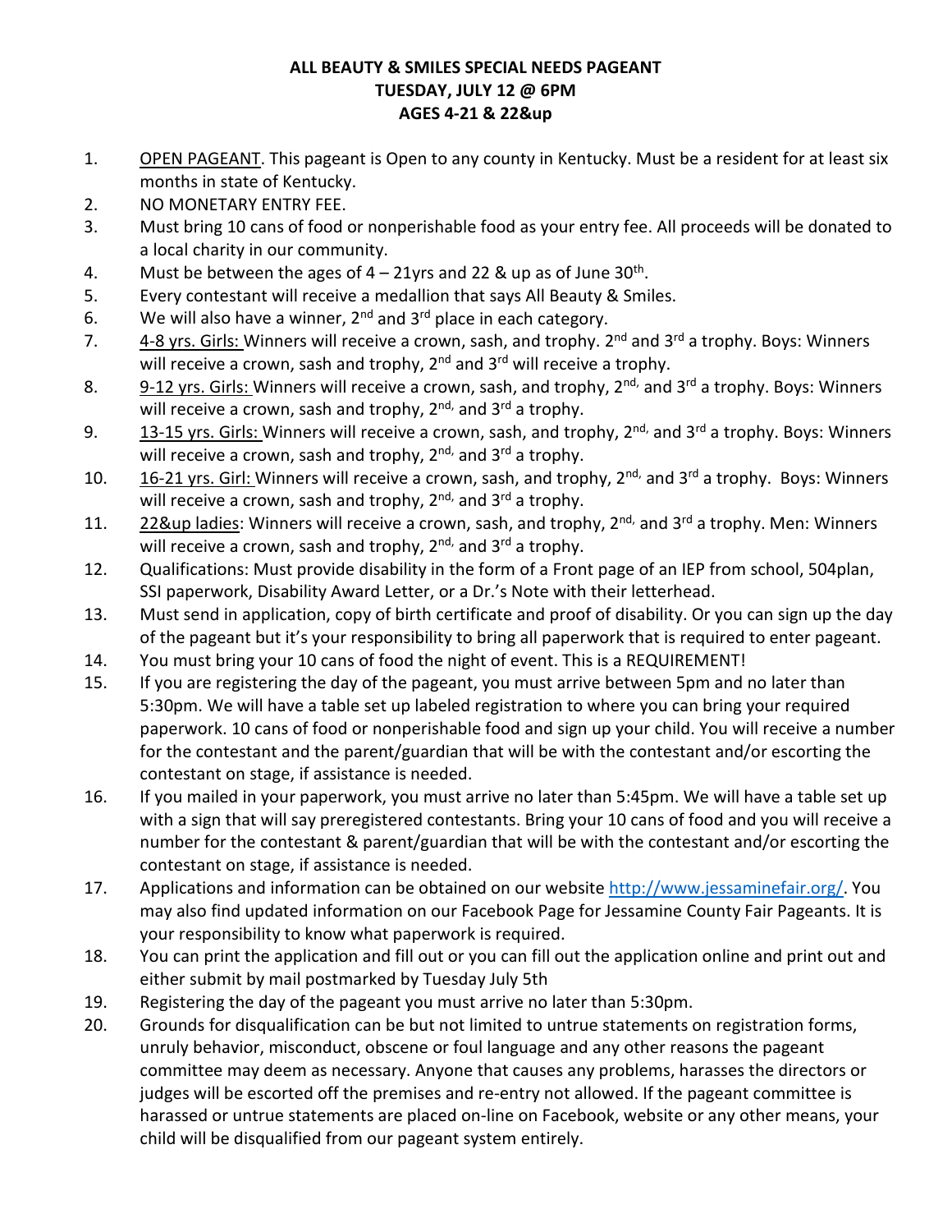**ALL BEAUTY & SMILES SPECIAL NEEDS PAGEANT**
**TUESDAY, JULY 12 @ 6PM**
**AGES 4-21 & 22&up**

1. OPEN PAGEANT. This pageant is Open to any county in Kentucky. Must be a resident for at least six months in state of Kentucky.
2. NO MONETARY ENTRY FEE.
3. Must bring 10 cans of food or nonperishable food as your entry fee. All proceeds will be donated to a local charity in our community.
4. Must be between the ages of 4 – 21yrs and 22 & up as of June 30th.
5. Every contestant will receive a medallion that says All Beauty & Smiles.
6. We will also have a winner, 2nd and 3rd place in each category.
7. 4-8 yrs. Girls: Winners will receive a crown, sash, and trophy. 2nd and 3rd a trophy. Boys: Winners will receive a crown, sash and trophy, 2nd and 3rd will receive a trophy.
8. 9-12 yrs. Girls: Winners will receive a crown, sash, and trophy, 2nd, and 3rd a trophy. Boys: Winners will receive a crown, sash and trophy, 2nd, and 3rd a trophy.
9. 13-15 yrs. Girls: Winners will receive a crown, sash, and trophy, 2nd, and 3rd a trophy. Boys: Winners will receive a crown, sash and trophy, 2nd, and 3rd a trophy.
10. 16-21 yrs. Girl: Winners will receive a crown, sash, and trophy, 2nd, and 3rd a trophy. Boys: Winners will receive a crown, sash and trophy, 2nd, and 3rd a trophy.
11. 22&up ladies: Winners will receive a crown, sash, and trophy, 2nd, and 3rd a trophy. Men: Winners will receive a crown, sash and trophy, 2nd, and 3rd a trophy.
12. Qualifications: Must provide disability in the form of a Front page of an IEP from school, 504plan, SSI paperwork, Disability Award Letter, or a Dr.'s Note with their letterhead.
13. Must send in application, copy of birth certificate and proof of disability. Or you can sign up the day of the pageant but it's your responsibility to bring all paperwork that is required to enter pageant.
14. You must bring your 10 cans of food the night of event. This is a REQUIREMENT!
15. If you are registering the day of the pageant, you must arrive between 5pm and no later than 5:30pm. We will have a table set up labeled registration to where you can bring your required paperwork. 10 cans of food or nonperishable food and sign up your child. You will receive a number for the contestant and the parent/guardian that will be with the contestant and/or escorting the contestant on stage, if assistance is needed.
16. If you mailed in your paperwork, you must arrive no later than 5:45pm. We will have a table set up with a sign that will say preregistered contestants. Bring your 10 cans of food and you will receive a number for the contestant & parent/guardian that will be with the contestant and/or escorting the contestant on stage, if assistance is needed.
17. Applications and information can be obtained on our website http://www.jessaminefair.org/. You may also find updated information on our Facebook Page for Jessamine County Fair Pageants. It is your responsibility to know what paperwork is required.
18. You can print the application and fill out or you can fill out the application online and print out and either submit by mail postmarked by Tuesday July 5th
19. Registering the day of the pageant you must arrive no later than 5:30pm.
20. Grounds for disqualification can be but not limited to untrue statements on registration forms, unruly behavior, misconduct, obscene or foul language and any other reasons the pageant committee may deem as necessary. Anyone that causes any problems, harasses the directors or judges will be escorted off the premises and re-entry not allowed. If the pageant committee is harassed or untrue statements are placed on-line on Facebook, website or any other means, your child will be disqualified from our pageant system entirely.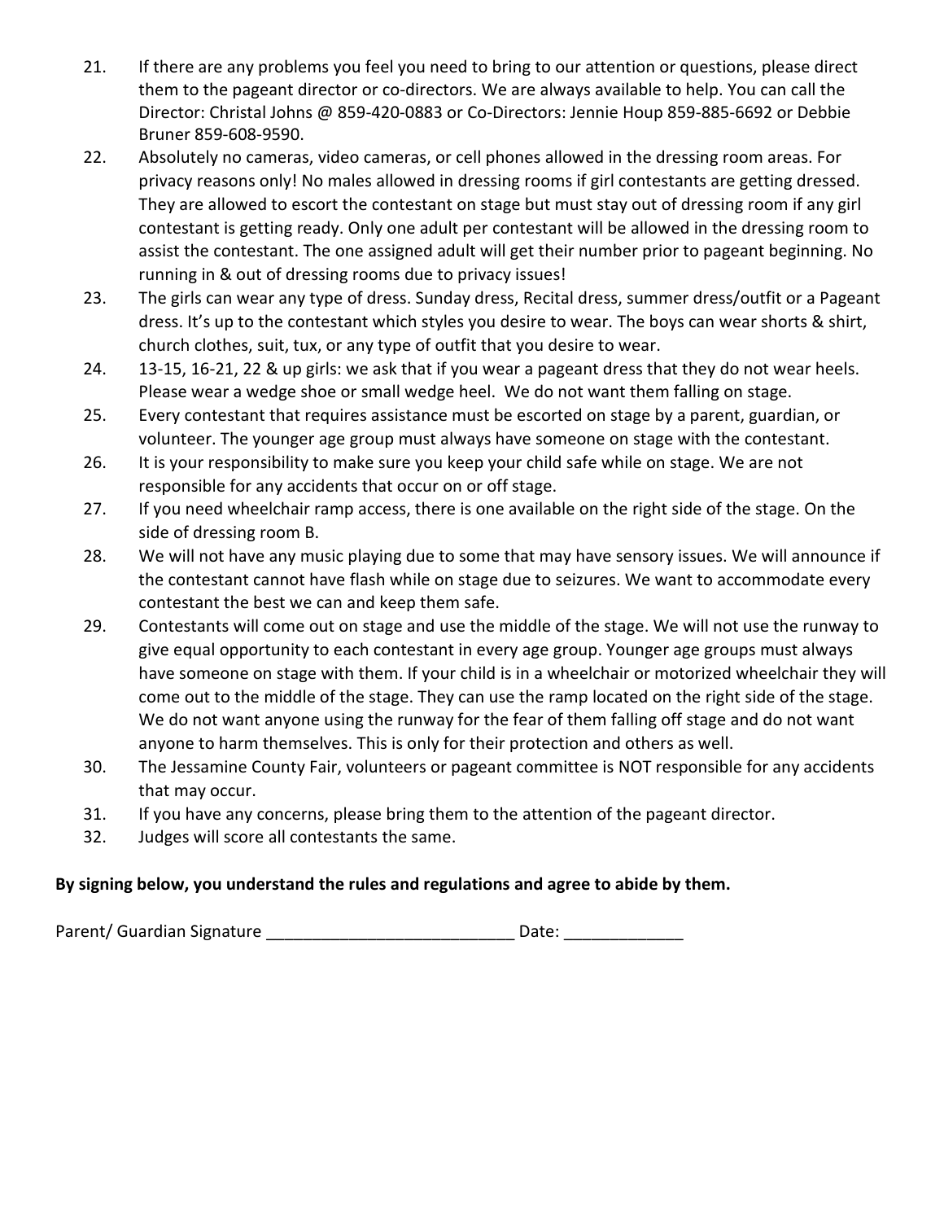21. If there are any problems you feel you need to bring to our attention or questions, please direct them to the pageant director or co-directors. We are always available to help. You can call the Director: Christal Johns @ 859-420-0883 or Co-Directors: Jennie Houp 859-885-6692 or Debbie Bruner 859-608-9590.
22. Absolutely no cameras, video cameras, or cell phones allowed in the dressing room areas. For privacy reasons only! No males allowed in dressing rooms if girl contestants are getting dressed. They are allowed to escort the contestant on stage but must stay out of dressing room if any girl contestant is getting ready. Only one adult per contestant will be allowed in the dressing room to assist the contestant. The one assigned adult will get their number prior to pageant beginning. No running in & out of dressing rooms due to privacy issues!
23. The girls can wear any type of dress. Sunday dress, Recital dress, summer dress/outfit or a Pageant dress. It's up to the contestant which styles you desire to wear. The boys can wear shorts & shirt, church clothes, suit, tux, or any type of outfit that you desire to wear.
24. 13-15, 16-21, 22 & up girls: we ask that if you wear a pageant dress that they do not wear heels. Please wear a wedge shoe or small wedge heel. We do not want them falling on stage.
25. Every contestant that requires assistance must be escorted on stage by a parent, guardian, or volunteer. The younger age group must always have someone on stage with the contestant.
26. It is your responsibility to make sure you keep your child safe while on stage. We are not responsible for any accidents that occur on or off stage.
27. If you need wheelchair ramp access, there is one available on the right side of the stage. On the side of dressing room B.
28. We will not have any music playing due to some that may have sensory issues. We will announce if the contestant cannot have flash while on stage due to seizures. We want to accommodate every contestant the best we can and keep them safe.
29. Contestants will come out on stage and use the middle of the stage. We will not use the runway to give equal opportunity to each contestant in every age group. Younger age groups must always have someone on stage with them. If your child is in a wheelchair or motorized wheelchair they will come out to the middle of the stage. They can use the ramp located on the right side of the stage. We do not want anyone using the runway for the fear of them falling off stage and do not want anyone to harm themselves. This is only for their protection and others as well.
30. The Jessamine County Fair, volunteers or pageant committee is NOT responsible for any accidents that may occur.
31. If you have any concerns, please bring them to the attention of the pageant director.
32. Judges will score all contestants the same.

**By signing below, you understand the rules and regulations and agree to abide by them.**

Parent/ Guardian Signature ___________________________ Date: _____________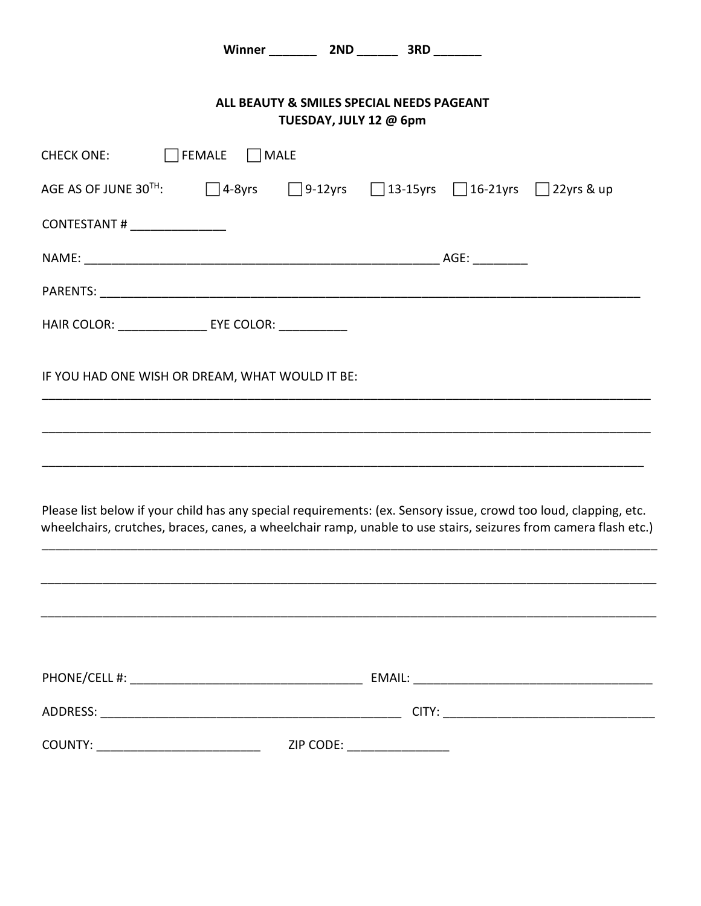**Winner _______ 2ND ______ 3RD _______**

**ALL BEAUTY & SMILES SPECIAL NEEDS PAGEANT**
**TUESDAY, JULY 12 @ 6pm**

CHECK ONE: ☐ FEMALE ☐ MALE

AGE AS OF JUNE $30^{TH}$: ☐ 4-8yrs ☐ 9-12yrs ☐ 13-15yrs ☐ 16-21yrs ☐ 22yrs & up

CONTESTANT # ______________

NAME: ______________________________________________________ AGE: ________

PARENTS: ___________________________________________________________________________________

HAIR COLOR: _____________ EYE COLOR: __________

IF YOU HAD ONE WISH OR DREAM, WHAT WOULD IT BE:

_______________________________________________________________________________________________

_______________________________________________________________________________________________

_______________________________________________________________________________________________

Please list below if your child has any special requirements: (ex. Sensory issue, crowd too loud, clapping, etc. wheelchairs, crutches, braces, canes, a wheelchair ramp, unable to use stairs, seizures from camera flash etc.)

_______________________________________________________________________________________________

_______________________________________________________________________________________________

_______________________________________________________________________________________________

PHONE/CELL #: __________________________________ EMAIL: __________________________________

ADDRESS: ____________________________________________ CITY: _______________________________

COUNTY: ________________________ ZIP CODE: _______________